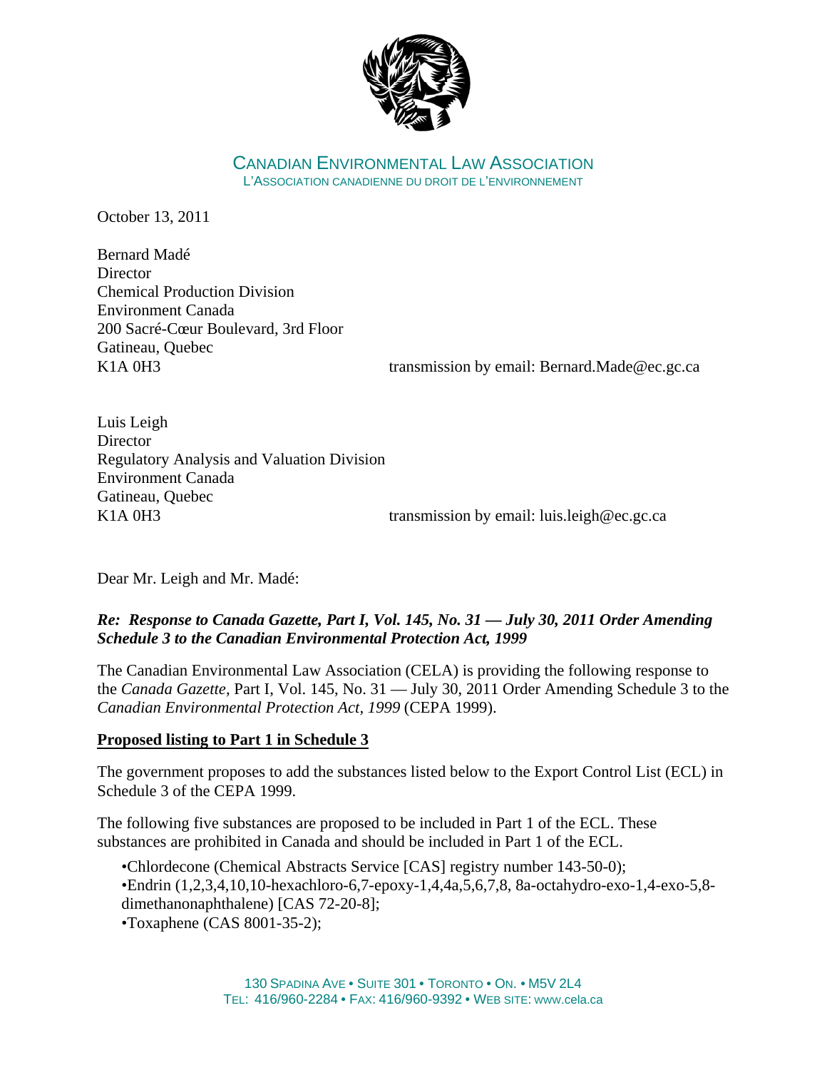CANADIAN ENVIRONMENTAL LAW ASSOCIATION
L'ASSOCIATION CANADIENNE DU DROIT DE L'ENVIRONNEMENT

October 13, 2011

Bernard Madé
Director
Chemical Production Division
Environment Canada
200 Sacré-Cœur Boulevard, 3rd Floor
Gatineau, Quebec
K1A 0H3 transmission by email: Bernard.Made@ec.gc.ca

Luis Leigh
Director
Regulatory Analysis and Valuation Division
Environment Canada
Gatineau, Quebec
K1A 0H3 transmission by email: luis.leigh@ec.gc.ca

Dear Mr. Leigh and Mr. Madé:

***Re: Response to Canada Gazette, Part I, Vol. 145, No. 31 — July 30, 2011 Order Amending Schedule 3 to the Canadian Environmental Protection Act, 1999***

The Canadian Environmental Law Association (CELA) is providing the following response to the *Canada Gazette*, Part I, Vol. 145, No. 31 — July 30, 2011 Order Amending Schedule 3 to the *Canadian Environmental Protection Act, 1999* (CEPA 1999).

**Proposed listing to Part 1 in Schedule 3**

The government proposes to add the substances listed below to the Export Control List (ECL) in Schedule 3 of the CEPA 1999.

The following five substances are proposed to be included in Part 1 of the ECL. These substances are prohibited in Canada and should be included in Part 1 of the ECL.

- Chlordecone (Chemical Abstracts Service [CAS] registry number 143-50-0);
- Endrin (1,2,3,4,10,10-hexachloro-6,7-epoxy-1,4,4a,5,6,7,8, 8a-octahydro-exo-1,4-exo-5,8-dimethanonaphthalene) [CAS 72-20-8];
- Toxaphene (CAS 8001-35-2);

130 SPADINA AVE • SUITE 301 • TORONTO • ON. • M5V 2L4
TEL: 416/960-2284 • FAX: 416/960-9392 • WEB SITE: www.cela.ca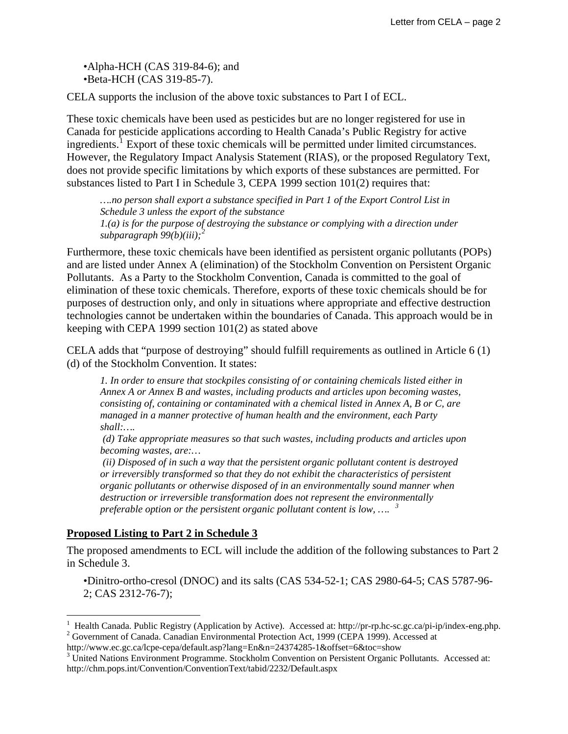- •Alpha-HCH (CAS 319-84-6); and
- •Beta-HCH (CAS 319-85-7).

CELA supports the inclusion of the above toxic substances to Part I of ECL.

These toxic chemicals have been used as pesticides but are no longer registered for use in Canada for pesticide applications according to Health Canada's Public Registry for active ingredients.[1] Export of these toxic chemicals will be permitted under limited circumstances. However, the Regulatory Impact Analysis Statement (RIAS), or the proposed Regulatory Text, does not provide specific limitations by which exports of these substances are permitted. For substances listed to Part I in Schedule 3, CEPA 1999 section 101(2) requires that:

> *….no person shall export a substance specified in Part 1 of the Export Control List in Schedule 3 unless the export of the substance*
> *1.(a) is for the purpose of destroying the substance or complying with a direction under subparagraph 99(b)(iii);*[2]

Furthermore, these toxic chemicals have been identified as persistent organic pollutants (POPs) and are listed under Annex A (elimination) of the Stockholm Convention on Persistent Organic Pollutants. As a Party to the Stockholm Convention, Canada is committed to the goal of elimination of these toxic chemicals. Therefore, exports of these toxic chemicals should be for purposes of destruction only, and only in situations where appropriate and effective destruction technologies cannot be undertaken within the boundaries of Canada. This approach would be in keeping with CEPA 1999 section 101(2) as stated above

CELA adds that "purpose of destroying" should fulfill requirements as outlined in Article 6 (1) (d) of the Stockholm Convention. It states:

> *1. In order to ensure that stockpiles consisting of or containing chemicals listed either in Annex A or Annex B and wastes, including products and articles upon becoming wastes, consisting of, containing or contaminated with a chemical listed in Annex A, B or C, are managed in a manner protective of human health and the environment, each Party shall:….*
> *(d) Take appropriate measures so that such wastes, including products and articles upon becoming wastes, are:…*
> *(ii) Disposed of in such a way that the persistent organic pollutant content is destroyed or irreversibly transformed so that they do not exhibit the characteristics of persistent organic pollutants or otherwise disposed of in an environmentally sound manner when destruction or irreversible transformation does not represent the environmentally preferable option or the persistent organic pollutant content is low, ….* [3]

## Proposed Listing to Part 2 in Schedule 3

The proposed amendments to ECL will include the addition of the following substances to Part 2 in Schedule 3.

- •Dinitro-ortho-cresol (DNOC) and its salts (CAS 534-52-1; CAS 2980-64-5; CAS 5787-96-2; CAS 2312-76-7);

---

[1] Health Canada. Public Registry (Application by Active). Accessed at: http://pr-rp.hc-sc.gc.ca/pi-ip/index-eng.php.
[2] Government of Canada. Canadian Environmental Protection Act, 1999 (CEPA 1999). Accessed at http://www.ec.gc.ca/lcpe-cepa/default.asp?lang=En&n=24374285-1&offset=6&toc=show
[3] United Nations Environment Programme. Stockholm Convention on Persistent Organic Pollutants. Accessed at: http://chm.pops.int/Convention/ConventionText/tabid/2232/Default.aspx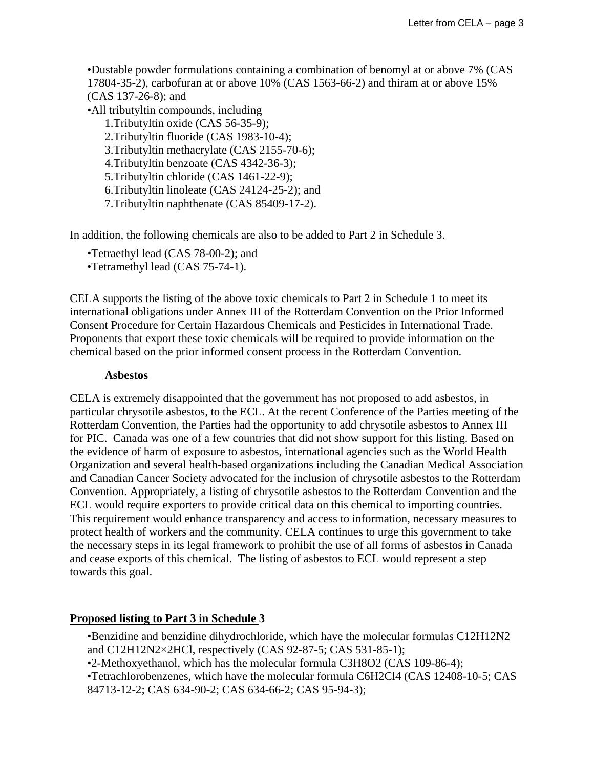- Dustable powder formulations containing a combination of benomyl at or above 7% (CAS 17804-35-2), carbofuran at or above 10% (CAS 1563-66-2) and thiram at or above 15% (CAS 137-26-8); and
- All tributyltin compounds, including
  1. Tributyltin oxide (CAS 56-35-9);
  2. Tributyltin fluoride (CAS 1983-10-4);
  3. Tributyltin methacrylate (CAS 2155-70-6);
  4. Tributyltin benzoate (CAS 4342-36-3);
  5. Tributyltin chloride (CAS 1461-22-9);
  6. Tributyltin linoleate (CAS 24124-25-2); and
  7. Tributyltin naphthenate (CAS 85409-17-2).

In addition, the following chemicals are also to be added to Part 2 in Schedule 3.

- Tetraethyl lead (CAS 78-00-2); and
- Tetramethyl lead (CAS 75-74-1).

CELA supports the listing of the above toxic chemicals to Part 2 in Schedule 1 to meet its international obligations under Annex III of the Rotterdam Convention on the Prior Informed Consent Procedure for Certain Hazardous Chemicals and Pesticides in International Trade. Proponents that export these toxic chemicals will be required to provide information on the chemical based on the prior informed consent process in the Rotterdam Convention.

**Asbestos**

CELA is extremely disappointed that the government has not proposed to add asbestos, in particular chrysotile asbestos, to the ECL. At the recent Conference of the Parties meeting of the Rotterdam Convention, the Parties had the opportunity to add chrysotile asbestos to Annex III for PIC. Canada was one of a few countries that did not show support for this listing. Based on the evidence of harm of exposure to asbestos, international agencies such as the World Health Organization and several health-based organizations including the Canadian Medical Association and Canadian Cancer Society advocated for the inclusion of chrysotile asbestos to the Rotterdam Convention. Appropriately, a listing of chrysotile asbestos to the Rotterdam Convention and the ECL would require exporters to provide critical data on this chemical to importing countries. This requirement would enhance transparency and access to information, necessary measures to protect health of workers and the community. CELA continues to urge this government to take the necessary steps in its legal framework to prohibit the use of all forms of asbestos in Canada and cease exports of this chemical. The listing of asbestos to ECL would represent a step towards this goal.

**Proposed listing to Part 3 in Schedule 3**

- Benzidine and benzidine dihydrochloride, which have the molecular formulas $C_{12}H_{12}N_2$ and $C_{12}H_{12}N_2{\times}2HCl$, respectively (CAS 92-87-5; CAS 531-85-1);
- 2-Methoxyethanol, which has the molecular formula $C_3H_8O_2$ (CAS 109-86-4);
- Tetrachlorobenzenes, which have the molecular formula $C_6H_2Cl_4$ (CAS 12408-10-5; CAS 84713-12-2; CAS 634-90-2; CAS 634-66-2; CAS 95-94-3);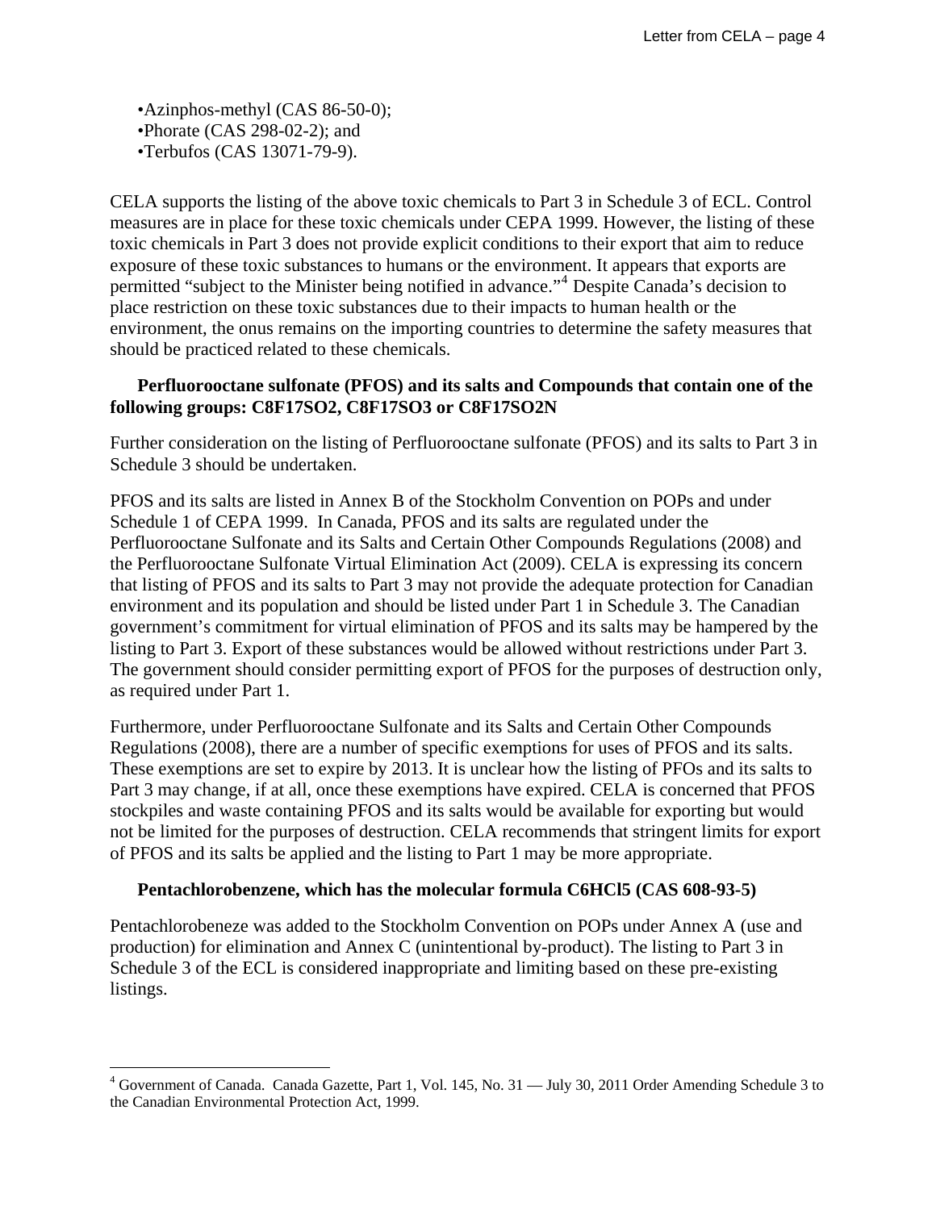- •Azinphos-methyl (CAS 86-50-0);
- •Phorate (CAS 298-02-2); and
- •Terbufos (CAS 13071-79-9).

CELA supports the listing of the above toxic chemicals to Part 3 in Schedule 3 of ECL. Control measures are in place for these toxic chemicals under CEPA 1999. However, the listing of these toxic chemicals in Part 3 does not provide explicit conditions to their export that aim to reduce exposure of these toxic substances to humans or the environment. It appears that exports are permitted "subject to the Minister being notified in advance."[4] Despite Canada's decision to place restriction on these toxic substances due to their impacts to human health or the environment, the onus remains on the importing countries to determine the safety measures that should be practiced related to these chemicals.

**Perfluorooctane sulfonate (PFOS) and its salts and Compounds that contain one of the following groups: C8F17SO2, C8F17SO3 or C8F17SO2N**

Further consideration on the listing of Perfluorooctane sulfonate (PFOS) and its salts to Part 3 in Schedule 3 should be undertaken.

PFOS and its salts are listed in Annex B of the Stockholm Convention on POPs and under Schedule 1 of CEPA 1999. In Canada, PFOS and its salts are regulated under the Perfluorooctane Sulfonate and its Salts and Certain Other Compounds Regulations (2008) and the Perfluorooctane Sulfonate Virtual Elimination Act (2009). CELA is expressing its concern that listing of PFOS and its salts to Part 3 may not provide the adequate protection for Canadian environment and its population and should be listed under Part 1 in Schedule 3. The Canadian government's commitment for virtual elimination of PFOS and its salts may be hampered by the listing to Part 3. Export of these substances would be allowed without restrictions under Part 3. The government should consider permitting export of PFOS for the purposes of destruction only, as required under Part 1.

Furthermore, under Perfluorooctane Sulfonate and its Salts and Certain Other Compounds Regulations (2008), there are a number of specific exemptions for uses of PFOS and its salts. These exemptions are set to expire by 2013. It is unclear how the listing of PFOs and its salts to Part 3 may change, if at all, once these exemptions have expired. CELA is concerned that PFOS stockpiles and waste containing PFOS and its salts would be available for exporting but would not be limited for the purposes of destruction. CELA recommends that stringent limits for export of PFOS and its salts be applied and the listing to Part 1 may be more appropriate.

**Pentachlorobenzene, which has the molecular formula C6HCl5 (CAS 608-93-5)**

Pentachlorobeneze was added to the Stockholm Convention on POPs under Annex A (use and production) for elimination and Annex C (unintentional by-product). The listing to Part 3 in Schedule 3 of the ECL is considered inappropriate and limiting based on these pre-existing listings.

---

[4] Government of Canada. Canada Gazette, Part 1, Vol. 145, No. 31 — July 30, 2011 Order Amending Schedule 3 to the Canadian Environmental Protection Act, 1999.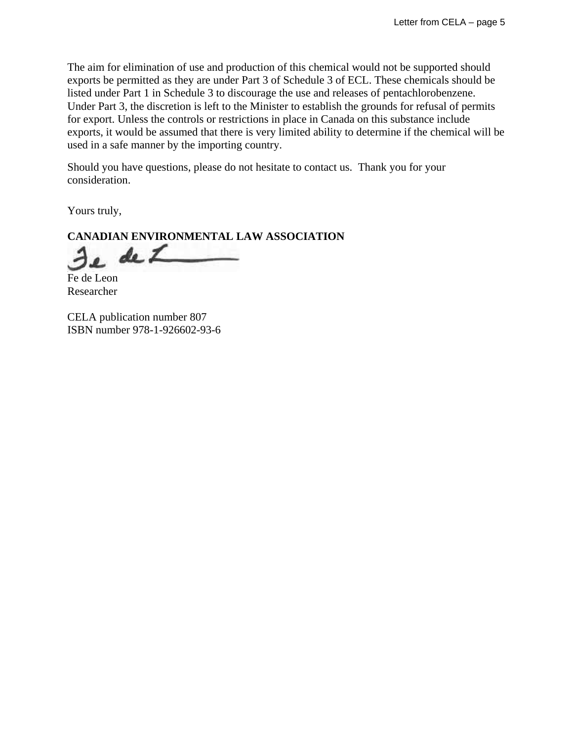The aim for elimination of use and production of this chemical would not be supported should exports be permitted as they are under Part 3 of Schedule 3 of ECL. These chemicals should be listed under Part 1 in Schedule 3 to discourage the use and releases of pentachlorobenzene. Under Part 3, the discretion is left to the Minister to establish the grounds for refusal of permits for export. Unless the controls or restrictions in place in Canada on this substance include exports, it would be assumed that there is very limited ability to determine if the chemical will be used in a safe manner by the importing country.

Should you have questions, please do not hesitate to contact us. Thank you for your consideration.

Yours truly,

**CANADIAN ENVIRONMENTAL LAW ASSOCIATION**

Fe de Leon
Researcher

CELA publication number 807
ISBN number 978-1-926602-93-6